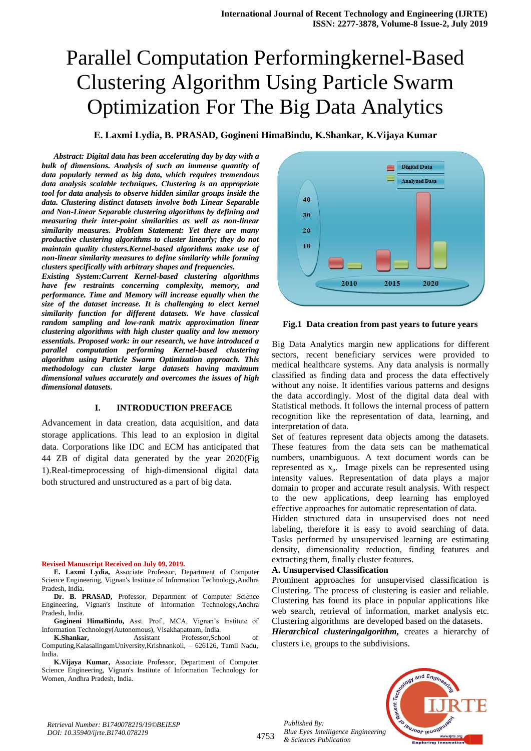# Parallel Computation Performingkernel-Based Clustering Algorithm Using Particle Swarm Optimization For The Big Data Analytics

**E. Laxmi Lydia, B. PRASAD, Gogineni HimaBindu, K.Shankar, K.Vijaya Kumar**

***Abstract: Digital data has been accelerating day by day with a bulk of dimensions. Analysis of such an immense quantity of data popularly termed as big data, which requires tremendous data analysis scalable techniques. Clustering is an appropriate tool for data analysis to observe hidden similar groups inside the data. Clustering distinct datasets involve both Linear Separable and Non-Linear Separable clustering algorithms by defining and measuring their inter-point similarities as well as non-linear similarity measures. Problem Statement: Yet there are many productive clustering algorithms to cluster linearly; they do not maintain quality clusters.Kernel-based algorithms make use of non-linear similarity measures to define similarity while forming clusters specifically with arbitrary shapes and frequencies.***

***Existing System:Current Kernel-based clustering algorithms have few restraints concerning complexity, memory, and performance. Time and Memory will increase equally when the size of the dataset increase. It is challenging to elect kernel similarity function for different datasets. We have classical random sampling and low-rank matrix approximation linear clustering algorithms with high cluster quality and low memory essentials. Proposed work: In our research, we have introduced a parallel computation performing Kernel-based clustering algorithm using Particle Swarm Optimization approach. This methodology can cluster large datasets having maximum dimensional values accurately and overcomes the issues of high dimensional datasets.***

## I. INTRODUCTION PREFACE

Advancement in data creation, data acquisition, and data storage applications. This lead to an explosion in digital data. Corporations like IDC and ECM has anticipated that 44 ZB of digital data generated by the year 2020(Fig 1).Real-timeprocessing of high-dimensional digital data both structured and unstructured as a part of big data.

**Fig.1 Data creation from past years to future years**

Big Data Analytics margin new applications for different sectors, recent beneficiary services were provided to medical healthcare systems. Any data analysis is normally classified as finding data and process the data effectively without any noise. It identifies various patterns and designs the data accordingly. Most of the digital data deal with Statistical methods. It follows the internal process of pattern recognition like the representation of data, learning, and interpretation of data.

Set of features represent data objects among the datasets. These features from the data sets can be mathematical numbers, unambiguous. A text document words can be represented as $x_p$. Image pixels can be represented using intensity values. Representation of data plays a major domain to proper and accurate result analysis. With respect to the new applications, deep learning has employed effective approaches for automatic representation of data.

Hidden structured data in unsupervised does not need labeling, therefore it is easy to avoid searching of data. Tasks performed by unsupervised learning are estimating density, dimensionality reduction, finding features and extracting them, finally cluster features.

### A. Unsupervised Classification

Prominent approaches for unsupervised classification is Clustering. The process of clustering is easier and reliable. Clustering has found its place in popular applications like web search, retrieval of information, market analysis etc. Clustering algorithms are developed based on the datasets.

***Hierarchical clusteringalgorithm,*** creates a hierarchy of clusters i.e, groups to the subdivisions.

**Revised Manuscript Received on July 09, 2019.**

**E. Laxmi Lydia,** Associate Professor, Department of Computer Science Engineering, Vignan's Institute of Information Technology,Andhra Pradesh, India.

**Dr. B. PRASAD,** Professor, Department of Computer Science Engineering, Vignan's Institute of Information Technology,Andhra Pradesh, India.

**Gogineni HimaBindu,** Asst. Prof., MCA, Vignan's Institute of Information Technology(Autonomous), Visakhapatnam, India.

**K.Shankar,** Assistant Professor,School of Computing,KalasalingamUniversity,Krishnankoil, – 626126, Tamil Nadu, India.

**K.Vijaya Kumar,** Associate Professor, Department of Computer Science Engineering, Vignan's Institute of Information Technology for Women, Andhra Pradesh, India.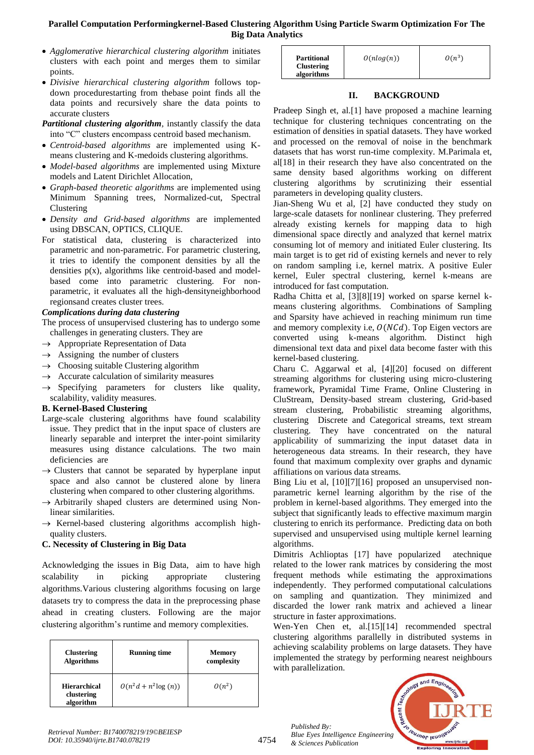- *Agglomerative hierarchical clustering algorithm* initiates clusters with each point and merges them to similar points.
- *Divisive hierarchical clustering algorithm* follows top-down procedurestarting from thebase point finds all the data points and recursively share the data points to accurate clusters

***Partitional clustering algorithm***, instantly classify the data into "C" clusters encompass centroid based mechanism.

- *Centroid-based algorithms* are implemented using K-means clustering and K-medoids clustering algorithms.
- *Model-based algorithms* are implemented using Mixture models and Latent Dirichlet Allocation,
- *Graph-based theoretic algorithms* are implemented using Minimum Spanning trees, Normalized-cut, Spectral Clustering
- *Density and Grid-based algorithms* are implemented using DBSCAN, OPTICS, CLIQUE.

For statistical data, clustering is characterized into parametric and non-parametric. For parametric clustering, it tries to identify the component densities by all the densities p(x), algorithms like centroid-based and model-based come into parametric clustering. For non-parametric, it evaluates all the high-densityneighborhood regionsand creates cluster trees.

***Complications during data clustering***

The process of unsupervised clustering has to undergo some challenges in generating clusters. They are

- → Appropriate Representation of Data
- → Assigning the number of clusters
- → Choosing suitable Clustering algorithm
- → Accurate calculation of similarity measures
- → Specifying parameters for clusters like quality, scalability, validity measures.

### B. Kernel-Based Clustering

Large-scale clustering algorithms have found scalability issue. They predict that in the input space of clusters are linearly separable and interpret the inter-point similarity measures using distance calculations. The two main deficiencies are

- → Clusters that cannot be separated by hyperplane input space and also cannot be clustered alone by linera clustering when compared to other clustering algorithms.
- → Arbitrarily shaped clusters are determined using Non-linear similarities.
- → Kernel-based clustering algorithms accomplish high-quality clusters.

### C. Necessity of Clustering in Big Data

Acknowledging the issues in Big Data, aim to have high scalability in picking appropriate clustering algorithms.Various clustering algorithms focusing on large datasets try to compress the data in the preprocessing phase ahead in creating clusters. Following are the major clustering algorithm's runtime and memory complexities.

| Clustering Algorithms | Running time | Memory complexity |
|---|---|---|
| Hierarchical clustering algorithm | $O(n^2d + n^2\log(n))$ | $O(n^2)$ |
| Partitional Clustering algorithms | $O(nlog(n))$ | $O(n^3)$ |

## II. BACKGROUND

Pradeep Singh, et, al.[1] have proposed a machine learning technique for clustering techniques concentrating on the estimation of densities in spatial datasets. They have worked and processed on the removal of noise in the benchmark datasets that has worst run-time complexity. M.Parimala et, al[18] in their research they have also concentrated on the same density based algorithms working on different clustering algorithms by scrutinizing their essential parameters in developing quality clusters.

Jian-Sheng Wu et al, [2] have conducted they study on large-scale datasets for nonlinear clustering. They preferred already existing kernels for mapping data to high dimensional space directly and analyzed that kernel matrix consuming lot of memory and initiated Euler clustering. Its main target is to get rid of existing kernels and never to rely on random sampling i.e, kernel matrix. A positive Euler kernel, Euler spectral clustering, kernel k-means are introduced for fast computation.

Radha Chitta et al, [3][8][19] worked on sparse kernel k-means clustering algorithms. Combinations of Sampling and Sparsity have achieved in reaching minimum run time and memory complexity i.e, $O(NCd)$. Top Eigen vectors are converted using k-means algorithm. Distinct high dimensional text data and pixel data become faster with this kernel-based clustering.

Charu C. Aggarwal et al, [4][20] focused on different streaming algorithms for clustering using micro-clustering framework, Pyramidal Time Frame, Online Clustering in CluStream, Density-based stream clustering, Grid-based stream clustering, Probabilistic streaming algorithms, clustering Discrete and Categorical streams, text stream clustering. They have concentrated on the natural applicability of summarizing the input dataset data in heterogeneous data streams. In their research, they have found that maximum complexity over graphs and dynamic affiliations on various data streams.

Bing Liu et al, [10][7][16] proposed an unsupervised non-parametric kernel learning algorithm by the rise of the problem in kernel-based algorithms. They emerged into the subject that significantly leads to effective maximum margin clustering to enrich its perfomance. Predicting data on both supervised and unsupervised using multiple kernel learning algorithms.

Dimitris Achlioptas [17] have popularized atechnique related to the lower rank matrices by considering the most frequent methods while estimating the approximations independently. They performed computational calculations on sampling and quantization. They minimized and discarded the lower rank matrix and achieved a linear structure in faster approximations.

Wen-Yen Chen et, al.[15][14] recommended spectral clustering algorithms parallelly in distributed systems in achieving scalability problems on large datasets. They have implemented the strategy by performing nearest neighbours with parallelization.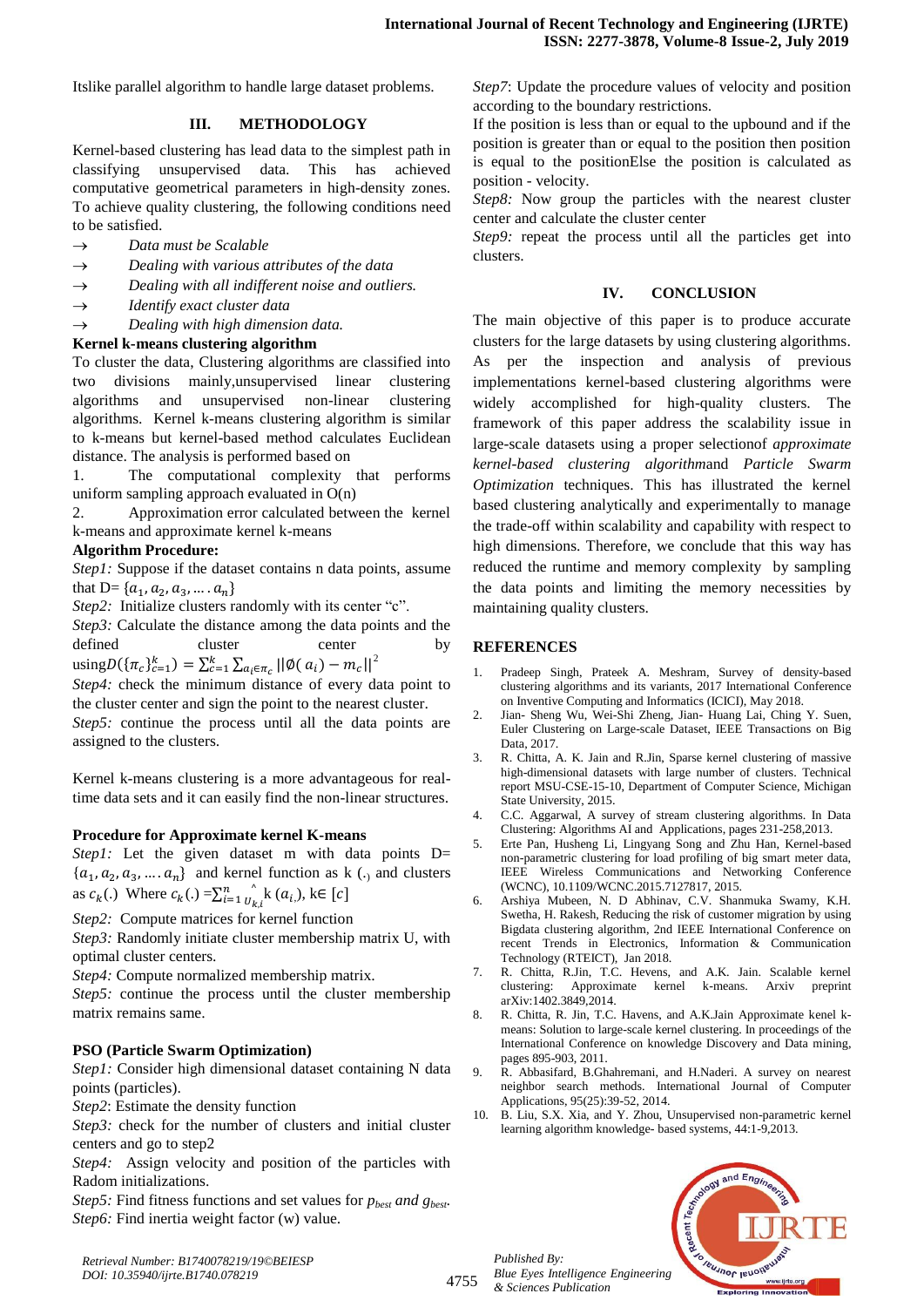Itslike parallel algorithm to handle large dataset problems.

## III. METHODOLOGY

Kernel-based clustering has lead data to the simplest path in classifying unsupervised data. This has achieved computative geometrical parameters in high-density zones. To achieve quality clustering, the following conditions need to be satisfied.

→ *Data must be Scalable*

→ *Dealing with various attributes of the data*

→ *Dealing with all indifferent noise and outliers.*

→ *Identify exact cluster data*

→ *Dealing with high dimension data.*

**Kernel k-means clustering algorithm**

To cluster the data, Clustering algorithms are classified into two divisions mainly,unsupervised linear clustering algorithms and unsupervised non-linear clustering algorithms. Kernel k-means clustering algorithm is similar to k-means but kernel-based method calculates Euclidean distance. The analysis is performed based on

1. The computational complexity that performs uniform sampling approach evaluated in O(n)
2. Approximation error calculated between the kernel k-means and approximate kernel k-means

**Algorithm Procedure:**

*Step1:* Suppose if the dataset contains n data points, assume that D= $\{a_1, a_2, a_3, \ldots . a_n\}$

*Step2:* Initialize clusters randomly with its center "c".

*Step3:* Calculate the distance among the data points and the defined cluster center by using$D(\{\pi_c\}_{c=1}^{k}) = \sum_{c=1}^{k} \sum_{a_i \in \pi_c} ||\emptyset(a_i) - m_c||^2$

*Step4:* check the minimum distance of every data point to the cluster center and sign the point to the nearest cluster.

*Step5:* continue the process until all the data points are assigned to the clusters.

Kernel k-means clustering is a more advantageous for real-time data sets and it can easily find the non-linear structures.

**Procedure for Approximate kernel K-means**

*Step1:* Let the given dataset m with data points D= $\{a_1, a_2, a_3, \ldots . a_n\}$ and kernel function as k (.) and clusters as $c_k(.)$ Where $c_k(.) = \sum_{i=1}^{n} \hat{U}_{k,i}$ k $(a_i)$, k∈ [c]

*Step2:* Compute matrices for kernel function

*Step3:* Randomly initiate cluster membership matrix U, with optimal cluster centers.

*Step4:* Compute normalized membership matrix.

*Step5:* continue the process until the cluster membership matrix remains same.

**PSO (Particle Swarm Optimization)**

*Step1:* Consider high dimensional dataset containing N data points (particles).

*Step2*: Estimate the density function

*Step3:* check for the number of clusters and initial cluster centers and go to step2

*Step4:* Assign velocity and position of the particles with Radom initializations.

*Step5:* Find fitness functions and set values for $p_{best}$ *and* $g_{best}$.

*Step6:* Find inertia weight factor (w) value.

*Step7*: Update the procedure values of velocity and position according to the boundary restrictions.

If the position is less than or equal to the upbound and if the position is greater than or equal to the position then position is equal to the positionElse the position is calculated as position - velocity.

*Step8:* Now group the particles with the nearest cluster center and calculate the cluster center

*Step9:* repeat the process until all the particles get into clusters.

## IV. CONCLUSION

The main objective of this paper is to produce accurate clusters for the large datasets by using clustering algorithms. As per the inspection and analysis of previous implementations kernel-based clustering algorithms were widely accomplished for high-quality clusters. The framework of this paper address the scalability issue in large-scale datasets using a proper selectionof *approximate kernel-based clustering algorithm*and *Particle Swarm Optimization* techniques. This has illustrated the kernel based clustering analytically and experimentally to manage the trade-off within scalability and capability with respect to high dimensions. Therefore, we conclude that this way has reduced the runtime and memory complexity by sampling the data points and limiting the memory necessities by maintaining quality clusters.

## REFERENCES

1. Pradeep Singh, Prateek A. Meshram, Survey of density-based clustering algorithms and its variants, 2017 International Conference on Inventive Computing and Informatics (ICICI), May 2018.
2. Jian- Sheng Wu, Wei-Shi Zheng, Jian- Huang Lai, Ching Y. Suen, Euler Clustering on Large-scale Dataset, IEEE Transactions on Big Data, 2017.
3. R. Chitta, A. K. Jain and R.Jin, Sparse kernel clustering of massive high-dimensional datasets with large number of clusters. Technical report MSU-CSE-15-10, Department of Computer Science, Michigan State University, 2015.
4. C.C. Aggarwal, A survey of stream clustering algorithms. In Data Clustering: Algorithms AI and Applications, pages 231-258,2013.
5. Erte Pan, Husheng Li, Lingyang Song and Zhu Han, Kernel-based non-parametric clustering for load profiling of big smart meter data, IEEE Wireless Communications and Networking Conference (WCNC), 10.1109/WCNC.2015.7127817, 2015.
6. Arshiya Mubeen, N. D Abhinav, C.V. Shanmuka Swamy, K.H. Swetha, H. Rakesh, Reducing the risk of customer migration by using Bigdata clustering algorithm, 2nd IEEE International Conference on recent Trends in Electronics, Information & Communication Technology (RTEICT), Jan 2018.
7. R. Chitta, R.Jin, T.C. Hevens, and A.K. Jain. Scalable kernel clustering: Approximate kernel k-means. Arxiv preprint arXiv:1402.3849,2014.
8. R. Chitta, R. Jin, T.C. Havens, and A.K.Jain Approximate kenel k-means: Solution to large-scale kernel clustering. In proceedings of the International Conference on knowledge Discovery and Data mining, pages 895-903, 2011.
9. R. Abbasifard, B.Ghahremani, and H.Naderi. A survey on nearest neighbor search methods. International Journal of Computer Applications, 95(25):39-52, 2014.
10. B. Liu, S.X. Xia, and Y. Zhou, Unsupervised non-parametric kernel learning algorithm knowledge- based systems, 44:1-9,2013.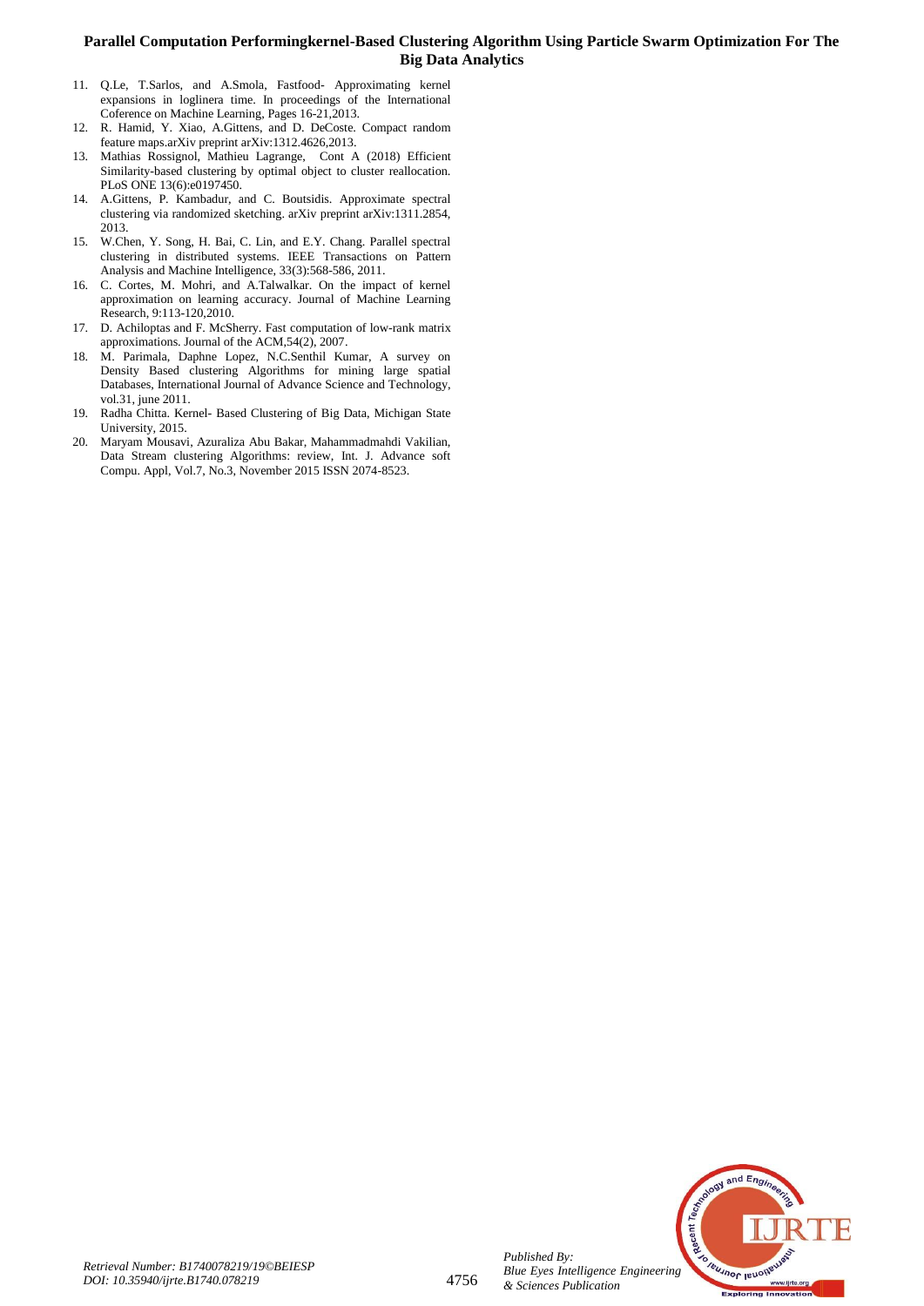11. Q.Le, T.Sarlos, and A.Smola, Fastfood- Approximating kernel expansions in loglinera time. In proceedings of the International Coference on Machine Learning, Pages 16-21,2013.
12. R. Hamid, Y. Xiao, A.Gittens, and D. DeCoste. Compact random feature maps.arXiv preprint arXiv:1312.4626,2013.
13. Mathias Rossignol, Mathieu Lagrange, Cont A (2018) Efficient Similarity-based clustering by optimal object to cluster reallocation. PLoS ONE 13(6):e0197450.
14. A.Gittens, P. Kambadur, and C. Boutsidis. Approximate spectral clustering via randomized sketching. arXiv preprint arXiv:1311.2854, 2013.
15. W.Chen, Y. Song, H. Bai, C. Lin, and E.Y. Chang. Parallel spectral clustering in distributed systems. IEEE Transactions on Pattern Analysis and Machine Intelligence, 33(3):568-586, 2011.
16. C. Cortes, M. Mohri, and A.Talwalkar. On the impact of kernel approximation on learning accuracy. Journal of Machine Learning Research, 9:113-120,2010.
17. D. Achiloptas and F. McSherry. Fast computation of low-rank matrix approximations. Journal of the ACM,54(2), 2007.
18. M. Parimala, Daphne Lopez, N.C.Senthil Kumar, A survey on Density Based clustering Algorithms for mining large spatial Databases, International Journal of Advance Science and Technology, vol.31, june 2011.
19. Radha Chitta. Kernel- Based Clustering of Big Data, Michigan State University, 2015.
20. Maryam Mousavi, Azuraliza Abu Bakar, Mahammadmahdi Vakilian, Data Stream clustering Algorithms: review, Int. J. Advance soft Compu. Appl, Vol.7, No.3, November 2015 ISSN 2074-8523.